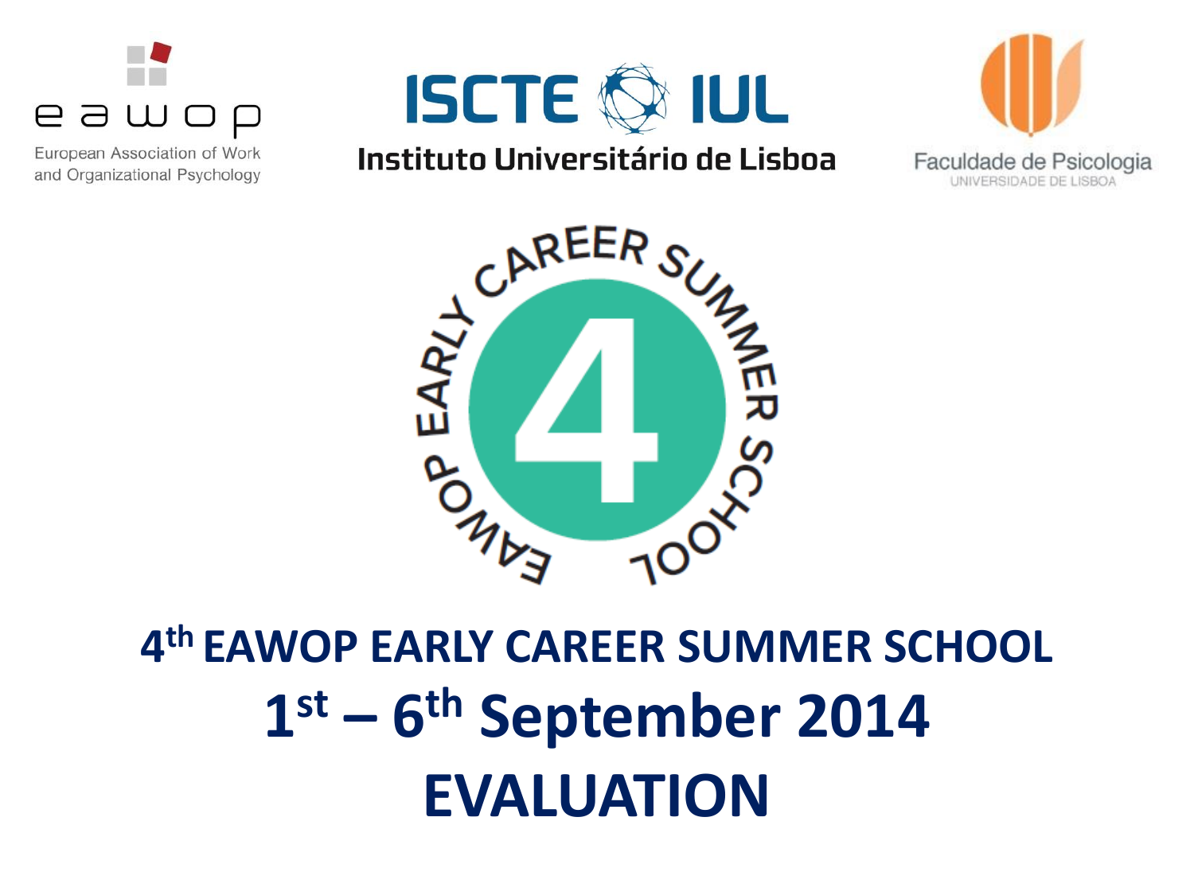eawop

European Association of Work and Organizational Psychology

ISCTE IUL

Instituto Universitário de Lisboa

Faculdade de Psicologia

UNIVERSIDADE DE LISBOA

EAWOP EARLY CAREER SUMMER SCHOOL

4

# 4th EAWOP EARLY CAREER SUMMER SCHOOL

# 1st – 6th September 2014

# EVALUATION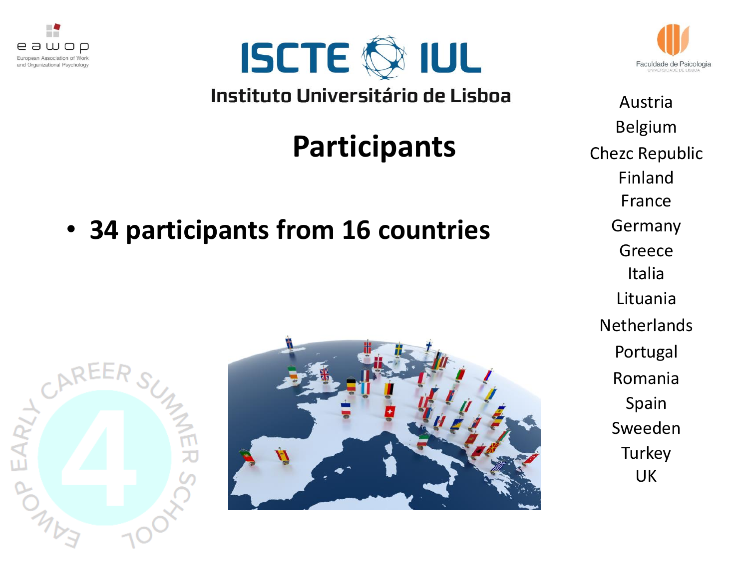ISCTE IUL

Instituto Universitário de Lisboa

# Participants

- **34 participants from 16 countries**

Austria
Belgium
Chezc Republic
Finland
France
Germany
Greece
Italia
Lituania
Netherlands
Portugal
Romania
Spain
Sweeden
Turkey
UK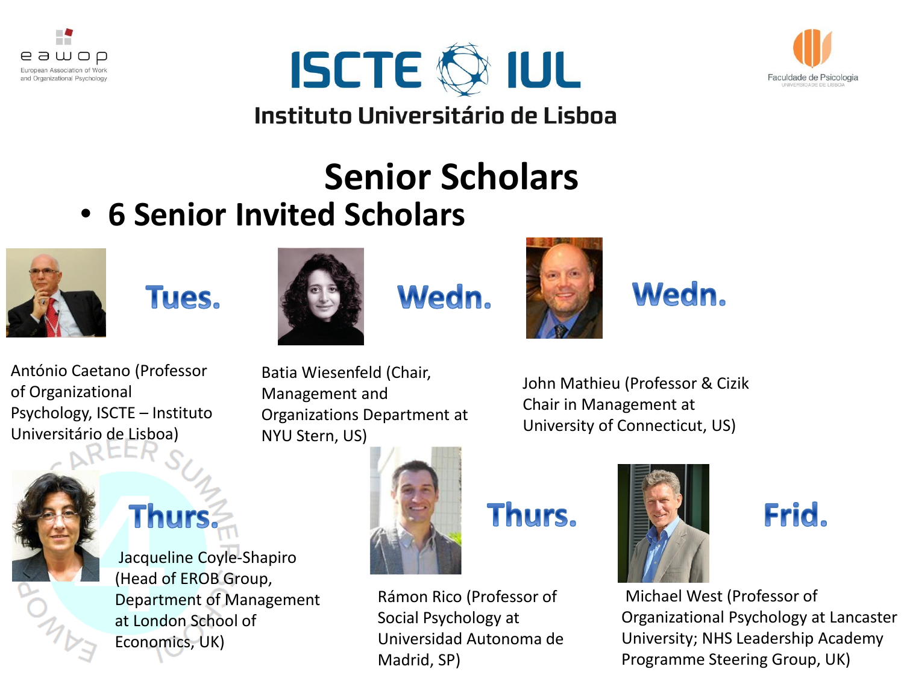eawop European Association of Work and Organizational Psychology

ISCTE IUL
Instituto Universitário de Lisboa

Faculdade de Psicologia Universidade de Lisboa

# Senior Scholars

- **6 Senior Invited Scholars**

**Tues.**

António Caetano (Professor of Organizational Psychology, ISCTE – Instituto Universitário de Lisboa)

**Wedn.**

Batia Wiesenfeld (Chair, Management and Organizations Department at NYU Stern, US)

**Wedn.**

John Mathieu (Professor & Cizik Chair in Management at University of Connecticut, US)

**Thurs.**

Jacqueline Coyle-Shapiro (Head of EROB Group, Department of Management at London School of Economics, UK)

**Thurs.**

Rámon Rico (Professor of Social Psychology at Universidad Autonoma de Madrid, SP)

**Frid.**

Michael West (Professor of Organizational Psychology at Lancaster University; NHS Leadership Academy Programme Steering Group, UK)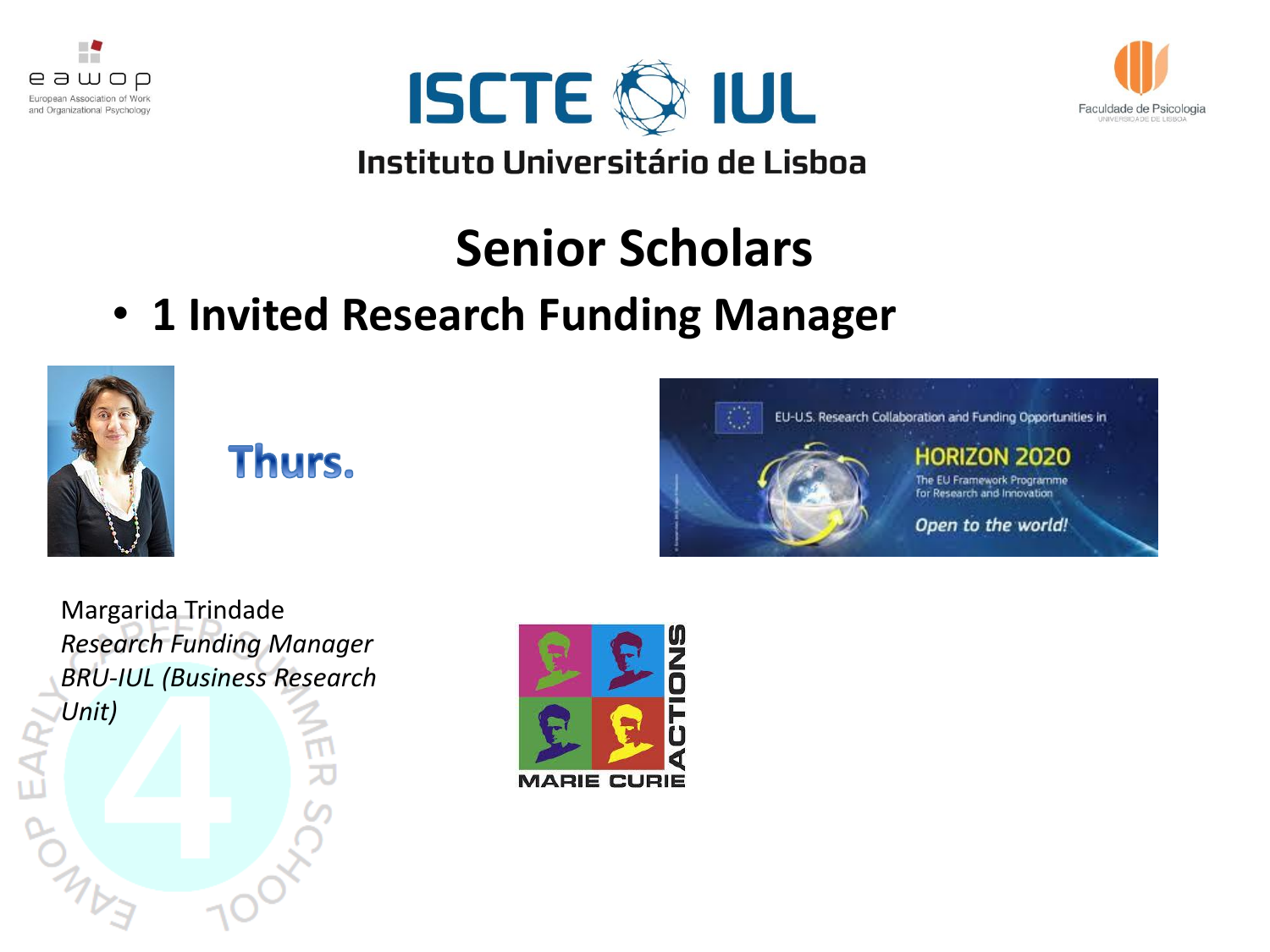ISCTE IUL

Instituto Universitário de Lisboa

# Senior Scholars

- **1 Invited Research Funding Manager**

**Thurs.**

Margarida Trindade
*Research Funding Manager*
*BRU-IUL (Business Research Unit)*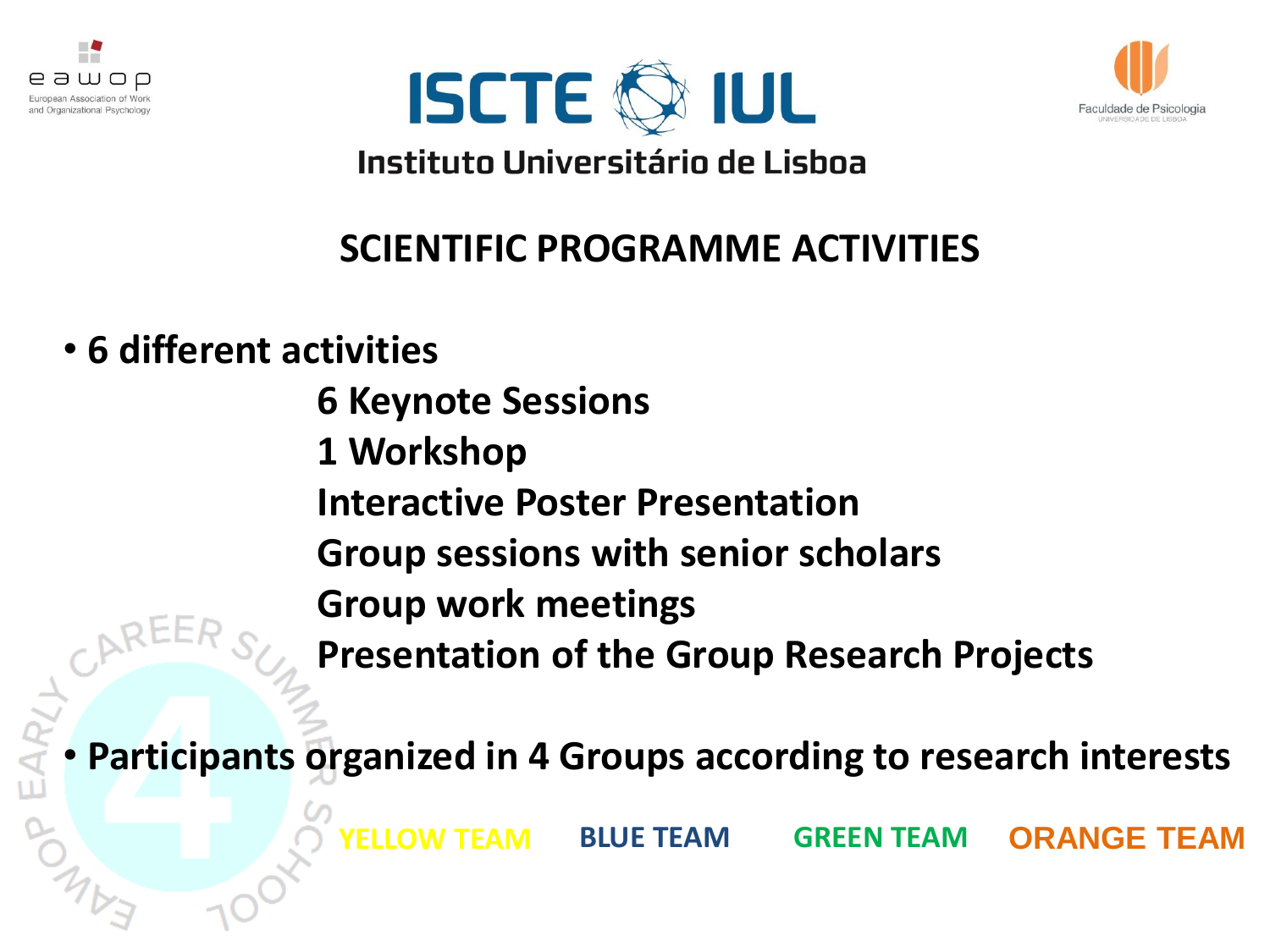ISCTE IUL

Instituto Universitário de Lisboa

## SCIENTIFIC PROGRAMME ACTIVITIES

- **6 different activities**
  - **6 Keynote Sessions**
  - **1 Workshop**
  - **Interactive Poster Presentation**
  - **Group sessions with senior scholars**
  - **Group work meetings**
  - **Presentation of the Group Research Projects**

- **Participants organized in 4 Groups according to research interests**

YELLOW TEAM  BLUE TEAM  GREEN TEAM  ORANGE TEAM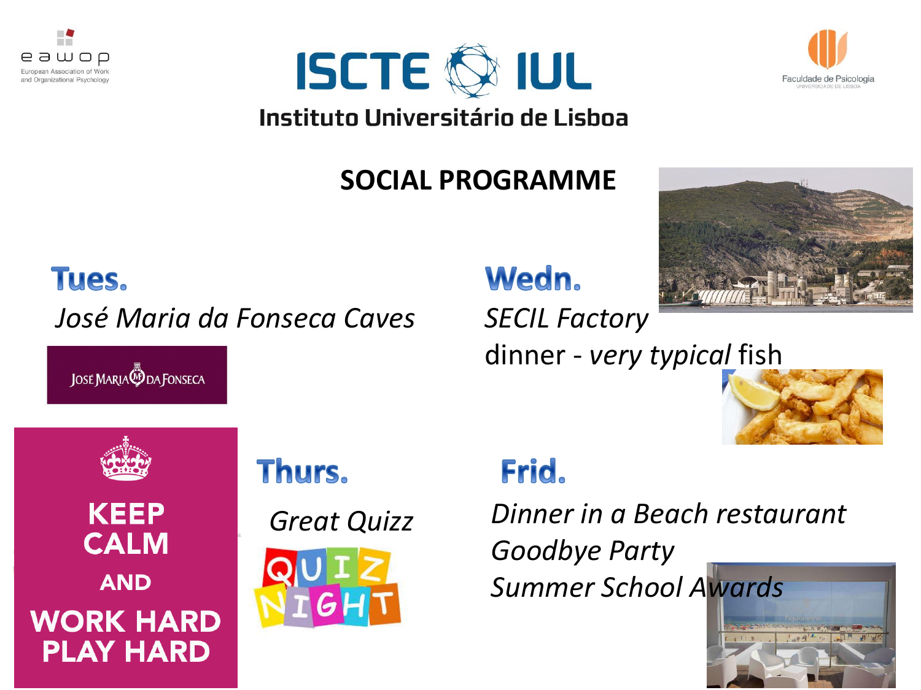ISCTE IUL

Instituto Universitário de Lisboa

# SOCIAL PROGRAMME

## Tues.

*José Maria da Fonseca Caves*

## Wedn.

*SECIL Factory*

dinner - *very typical* fish

## Thurs.

*Great Quizz*

## Frid.

*Dinner in a Beach restaurant*

*Goodbye Party*

*Summer School Awards*

KEEP CALM AND WORK HARD PLAY HARD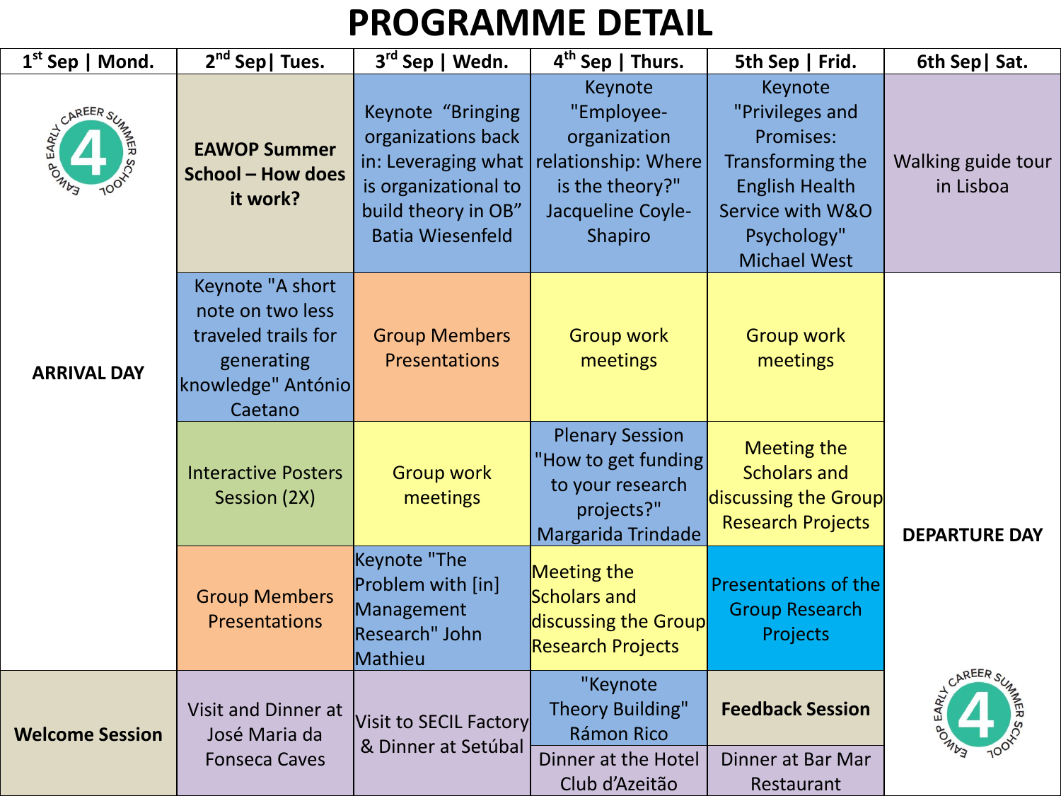# PROGRAMME DETAIL

| 1st Sep \| Mond. | 2nd Sep\| Tues. | 3rd Sep \| Wedn. | 4th Sep \| Thurs. | 5th Sep \| Frid. | 6th Sep\| Sat. |
|---|---|---|---|---|---|
| ARRIVAL DAY | **EAWOP Summer School – How does it work?** | Keynote "Bringing organizations back in: Leveraging what is organizational to build theory in OB" Batia Wiesenfeld | Keynote "Employee-organization relationship: Where is the theory?" Jacqueline Coyle-Shapiro | Keynote "Privileges and Promises: Transforming the English Health Service with W&O Psychology" Michael West | Walking guide tour in Lisboa |
| | Keynote "A short note on two less traveled trails for generating knowledge" António Caetano | Group Members Presentations | Group work meetings | Group work meetings | DEPARTURE DAY |
| | Interactive Posters Session (2X) | Group work meetings | Plenary Session "How to get funding to your research projects?" Margarida Trindade | Meeting the Scholars and discussing the Group Research Projects | |
| | Group Members Presentations | Keynote "The Problem with [in] Management Research" John Mathieu | Meeting the Scholars and discussing the Group Research Projects | Presentations of the Group Research Projects | |
| **Welcome Session** | Visit and Dinner at José Maria da Fonseca Caves | Visit to SECIL Factory & Dinner at Setúbal | "Keynote Theory Building" Rámon Rico | **Feedback Session** | |
| | | | Dinner at the Hotel Club d'Azeitão | Dinner at Bar Mar Restaurant | |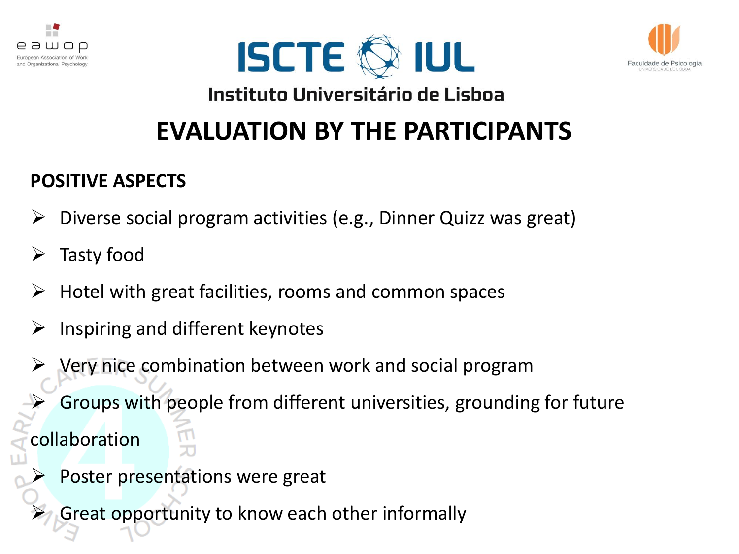Instituto Universitário de Lisboa

# EVALUATION BY THE PARTICIPANTS

**POSITIVE ASPECTS**

- Diverse social program activities (e.g., Dinner Quizz was great)
- Tasty food
- Hotel with great facilities, rooms and common spaces
- Inspiring and different keynotes
- Very nice combination between work and social program
- Groups with people from different universities, grounding for future collaboration
- Poster presentations were great
- Great opportunity to know each other informally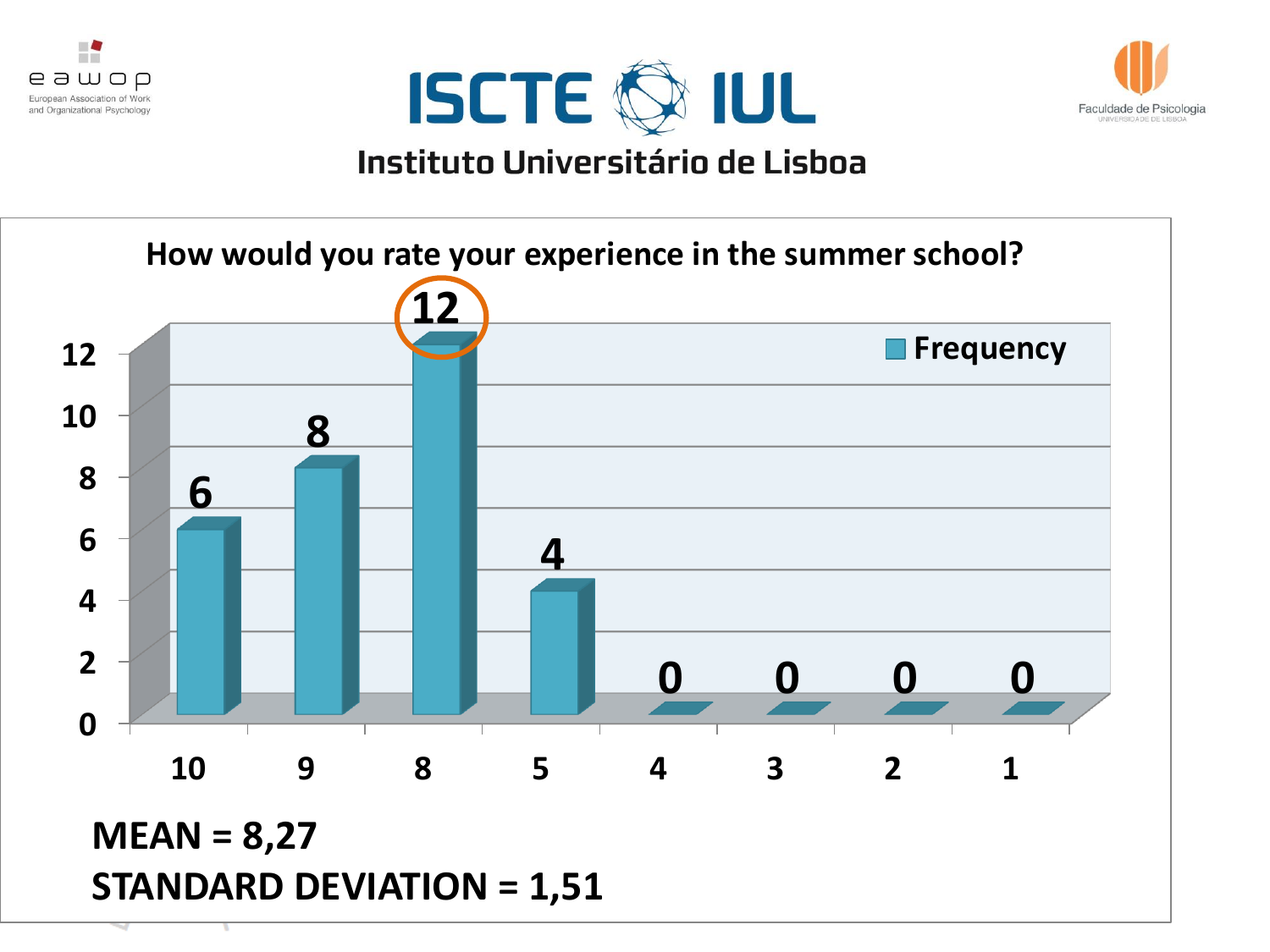ISCTE IUL

Instituto Universitário de Lisboa

## How would you rate your experience in the summer school?

| Rating | 10 | 9 | 8 | 5 | 4 | 3 | 2 | 1 |
|---|---|---|---|---|---|---|---|---|
| Frequency | 6 | 8 | 12 | 4 | 0 | 0 | 0 | 0 |

**MEAN = 8,27**

**STANDARD DEVIATION = 1,51**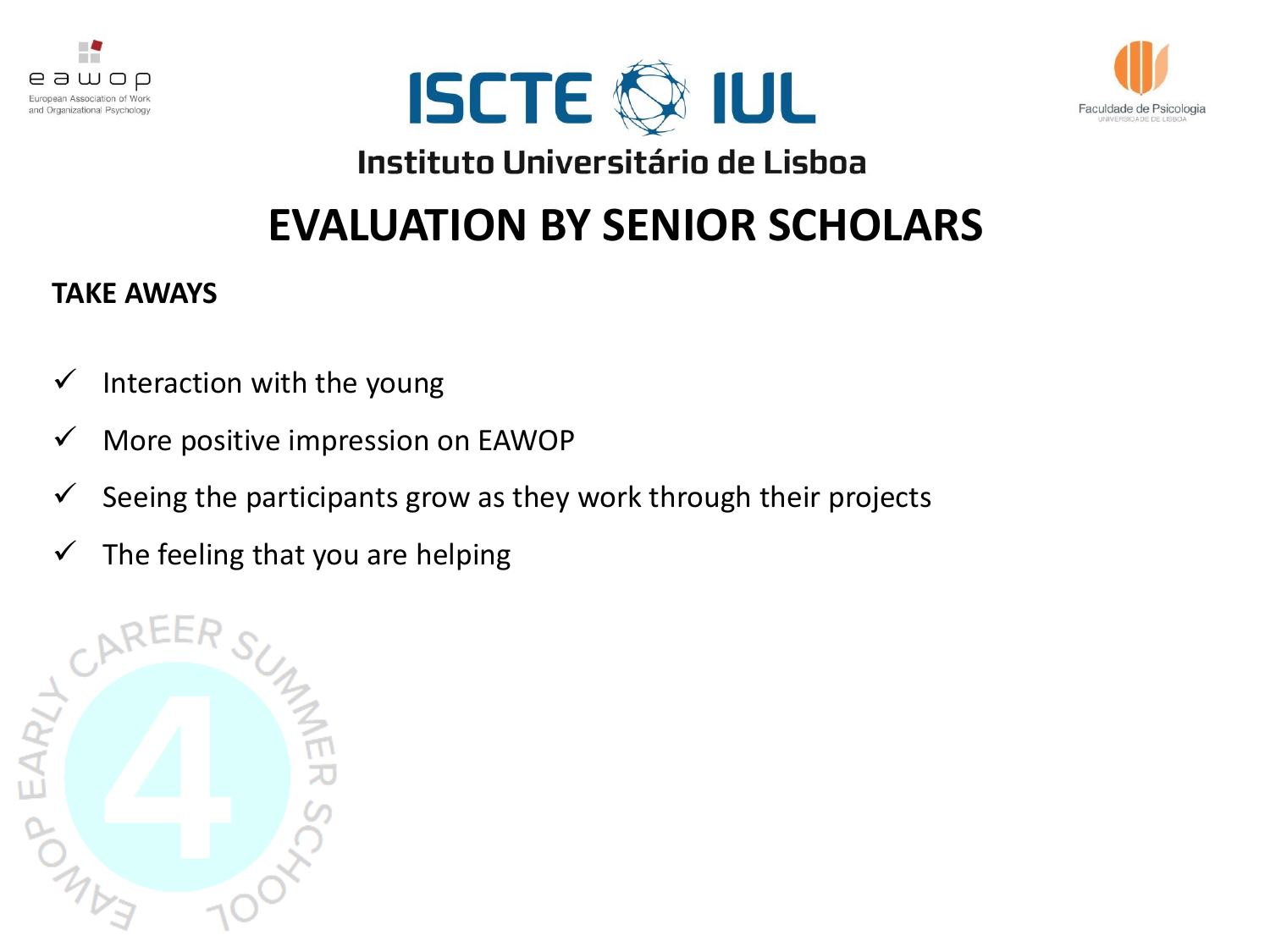Instituto Universitário de Lisboa

# EVALUATION BY SENIOR SCHOLARS

**TAKE AWAYS**

- ✓ Interaction with the young
- ✓ More positive impression on EAWOP
- ✓ Seeing the participants grow as they work through their projects
- ✓ The feeling that you are helping